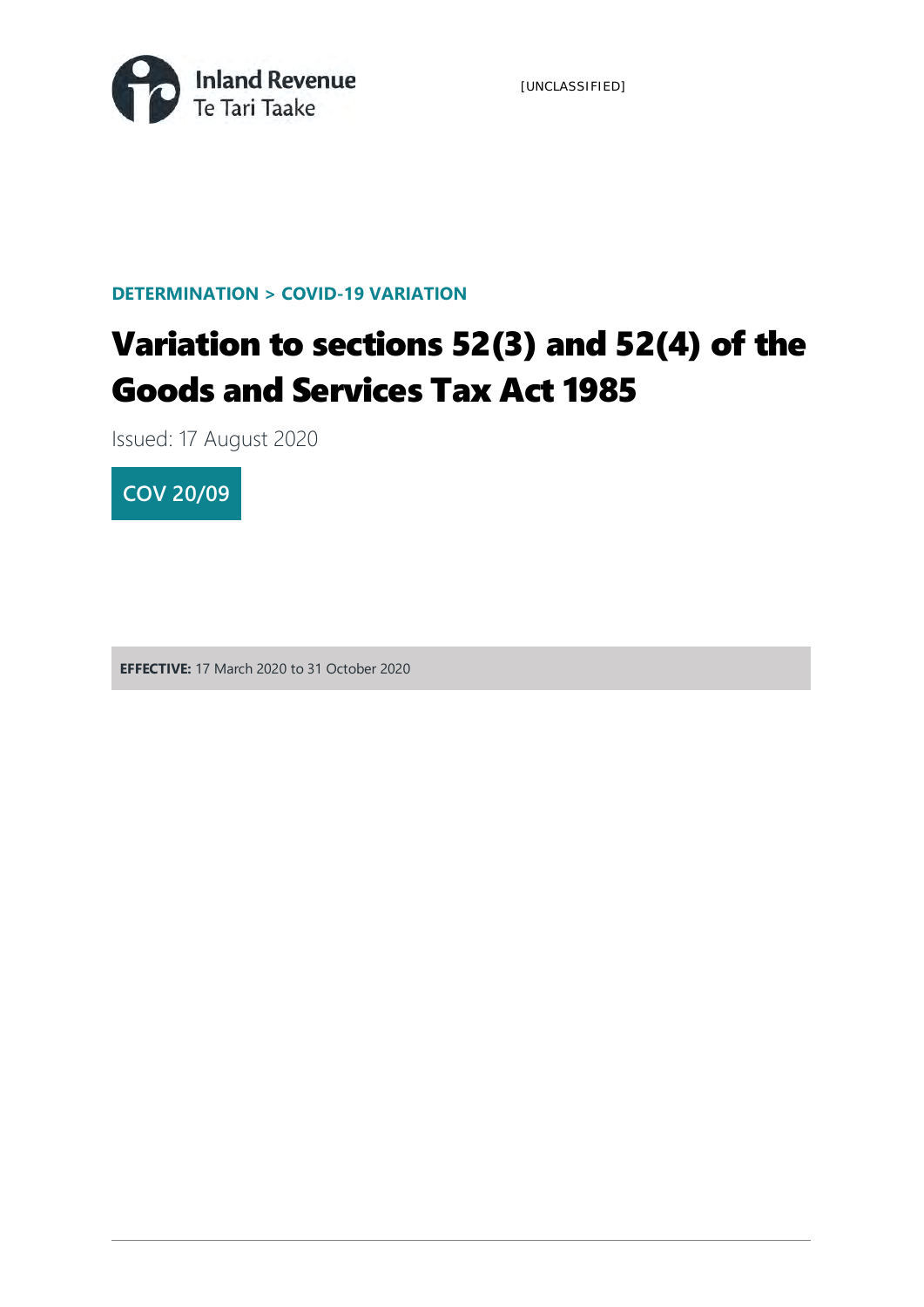Inland Revenue
Te Tari Taake

[UNCLASSIFIED]

**DETERMINATION > COVID-19 VARIATION**

# Variation to sections 52(3) and 52(4) of the Goods and Services Tax Act 1985

Issued: 17 August 2020

**COV 20/09**

**EFFECTIVE:** 17 March 2020 to 31 October 2020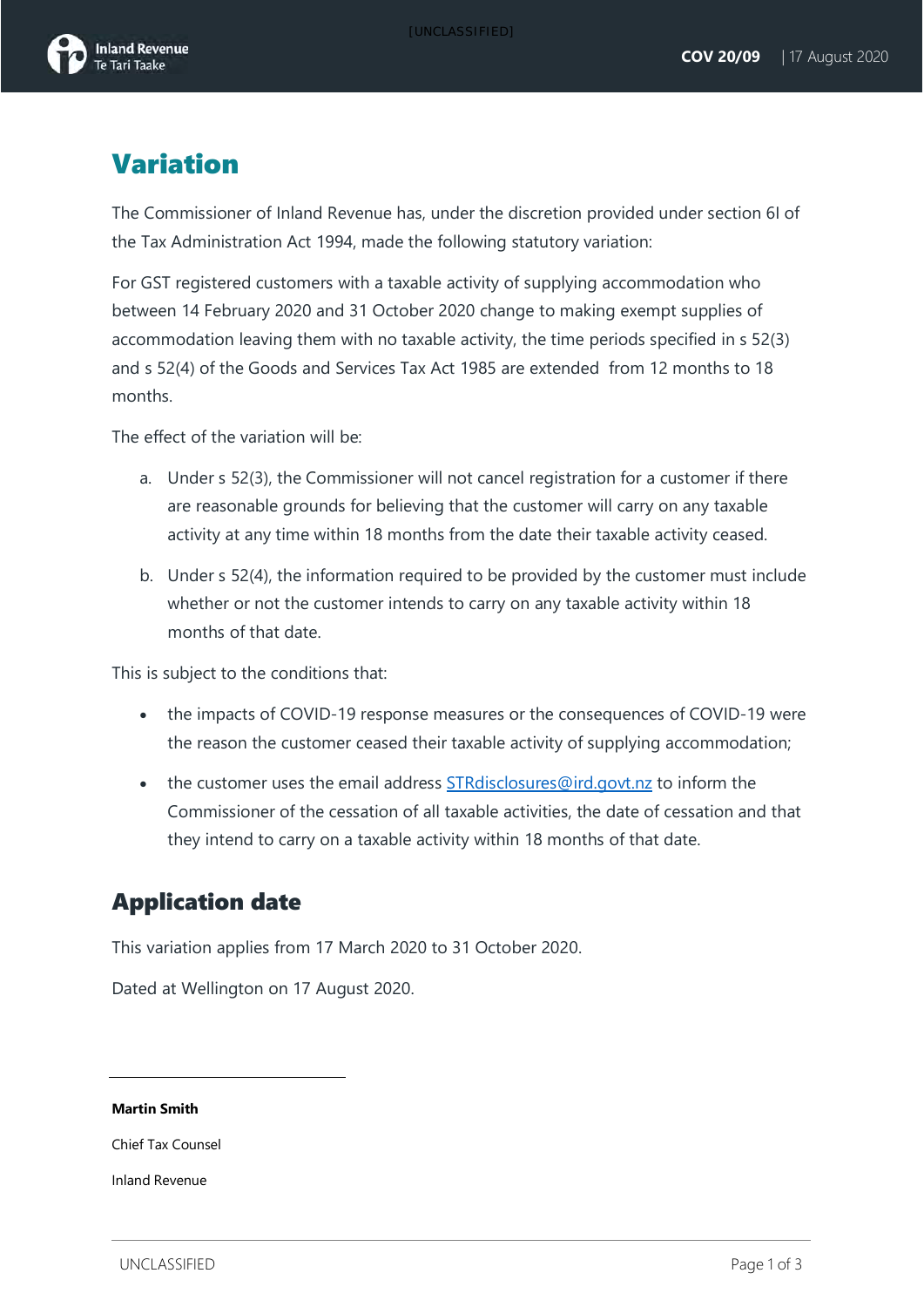# Variation

The Commissioner of Inland Revenue has, under the discretion provided under section 6I of the Tax Administration Act 1994, made the following statutory variation:

For GST registered customers with a taxable activity of supplying accommodation who between 14 February 2020 and 31 October 2020 change to making exempt supplies of accommodation leaving them with no taxable activity, the time periods specified in s 52(3) and s 52(4) of the Goods and Services Tax Act 1985 are extended from 12 months to 18 months.

The effect of the variation will be:

a. Under s 52(3), the Commissioner will not cancel registration for a customer if there are reasonable grounds for believing that the customer will carry on any taxable activity at any time within 18 months from the date their taxable activity ceased.

b. Under s 52(4), the information required to be provided by the customer must include whether or not the customer intends to carry on any taxable activity within 18 months of that date.

This is subject to the conditions that:

- the impacts of COVID-19 response measures or the consequences of COVID-19 were the reason the customer ceased their taxable activity of supplying accommodation;
- the customer uses the email address STRdisclosures@ird.govt.nz to inform the Commissioner of the cessation of all taxable activities, the date of cessation and that they intend to carry on a taxable activity within 18 months of that date.

## Application date

This variation applies from 17 March 2020 to 31 October 2020.

Dated at Wellington on 17 August 2020.

**Martin Smith**

Chief Tax Counsel

Inland Revenue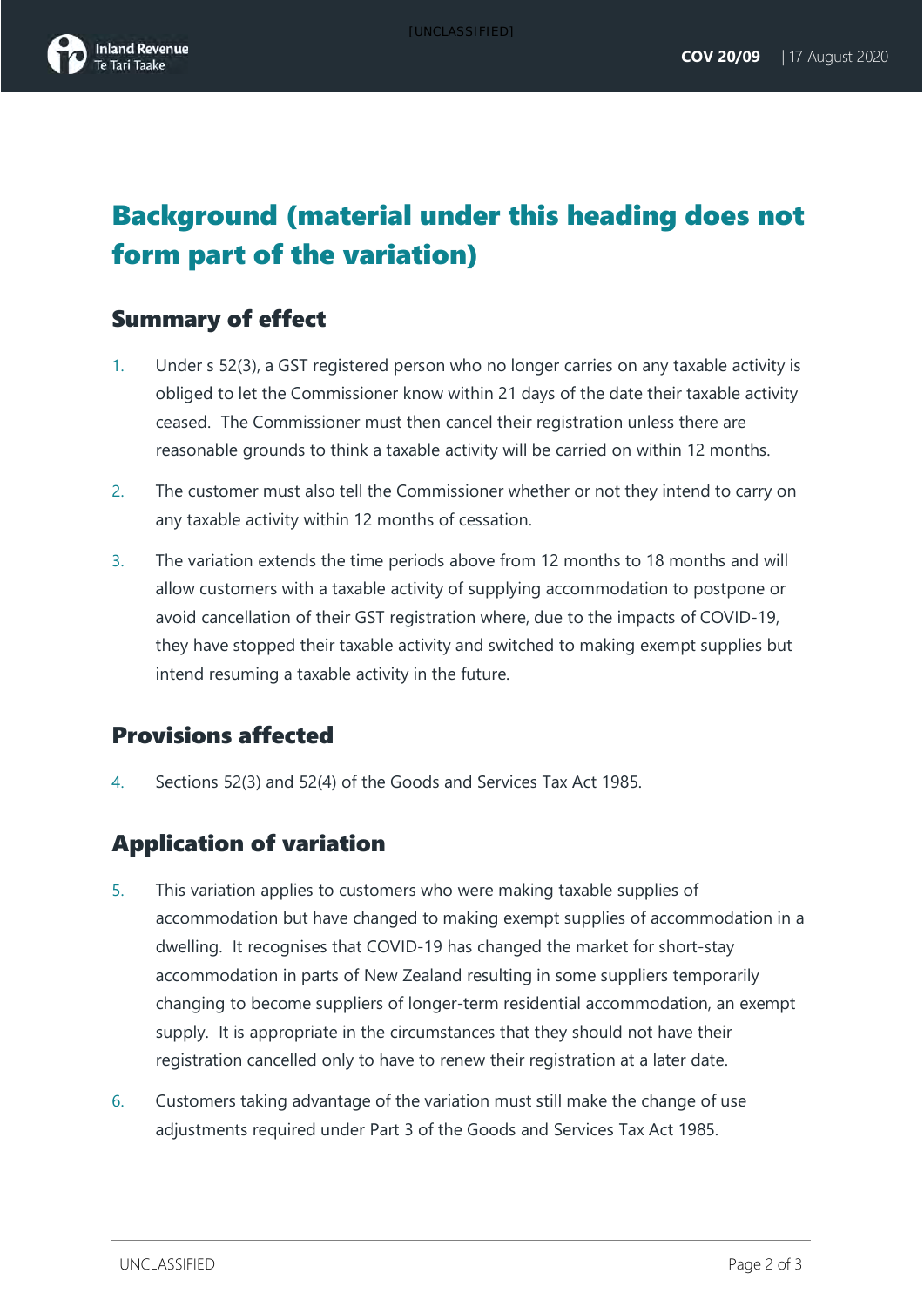# Background (material under this heading does not form part of the variation)

## Summary of effect

1. Under s 52(3), a GST registered person who no longer carries on any taxable activity is obliged to let the Commissioner know within 21 days of the date their taxable activity ceased. The Commissioner must then cancel their registration unless there are reasonable grounds to think a taxable activity will be carried on within 12 months.

2. The customer must also tell the Commissioner whether or not they intend to carry on any taxable activity within 12 months of cessation.

3. The variation extends the time periods above from 12 months to 18 months and will allow customers with a taxable activity of supplying accommodation to postpone or avoid cancellation of their GST registration where, due to the impacts of COVID-19, they have stopped their taxable activity and switched to making exempt supplies but intend resuming a taxable activity in the future.

## Provisions affected

4. Sections 52(3) and 52(4) of the Goods and Services Tax Act 1985.

## Application of variation

5. This variation applies to customers who were making taxable supplies of accommodation but have changed to making exempt supplies of accommodation in a dwelling. It recognises that COVID-19 has changed the market for short-stay accommodation in parts of New Zealand resulting in some suppliers temporarily changing to become suppliers of longer-term residential accommodation, an exempt supply. It is appropriate in the circumstances that they should not have their registration cancelled only to have to renew their registration at a later date.

6. Customers taking advantage of the variation must still make the change of use adjustments required under Part 3 of the Goods and Services Tax Act 1985.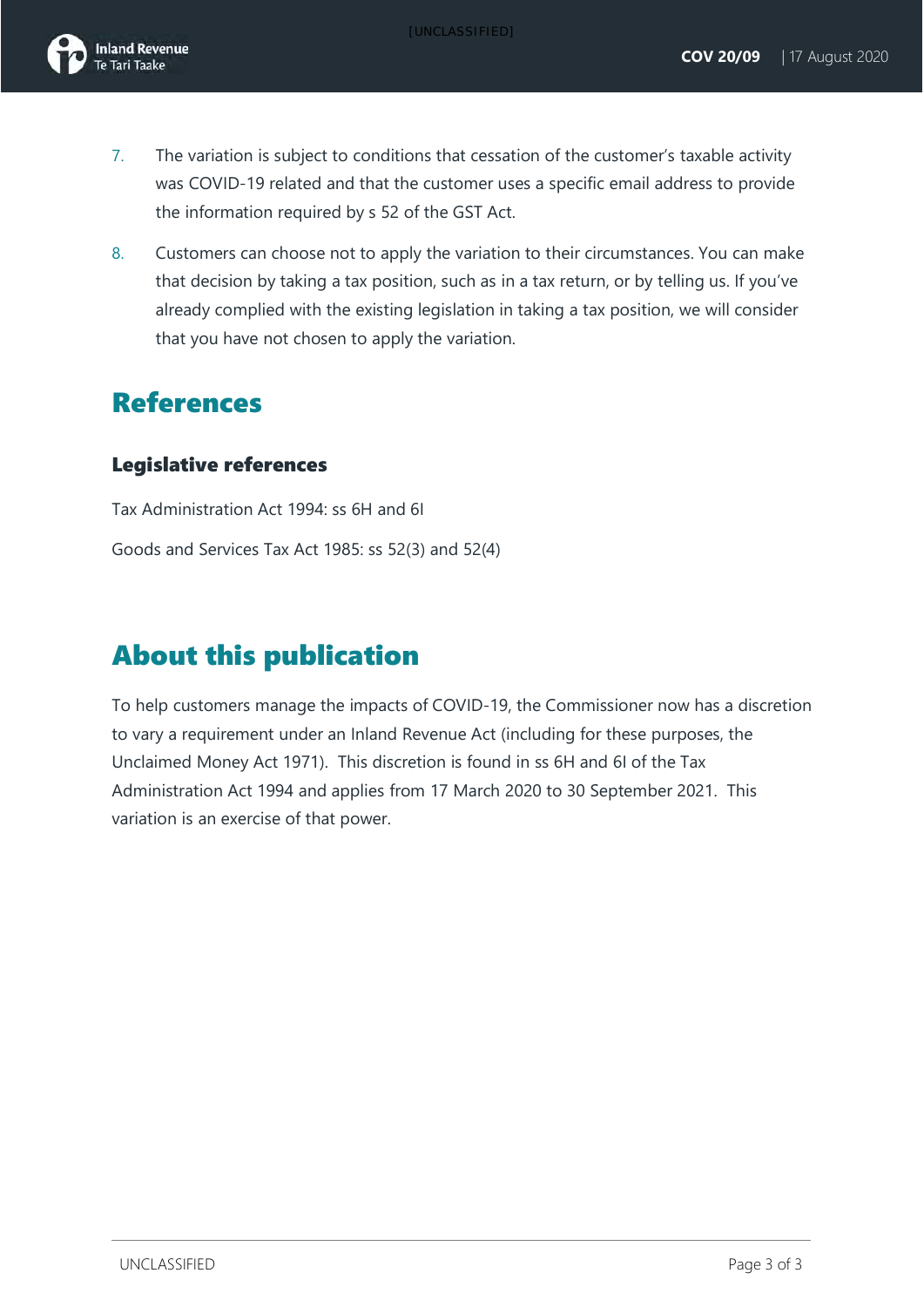7. The variation is subject to conditions that cessation of the customer's taxable activity was COVID-19 related and that the customer uses a specific email address to provide the information required by s 52 of the GST Act.

8. Customers can choose not to apply the variation to their circumstances. You can make that decision by taking a tax position, such as in a tax return, or by telling us. If you've already complied with the existing legislation in taking a tax position, we will consider that you have not chosen to apply the variation.

# References

## Legislative references

Tax Administration Act 1994: ss 6H and 6I

Goods and Services Tax Act 1985: ss 52(3) and 52(4)

# About this publication

To help customers manage the impacts of COVID-19, the Commissioner now has a discretion to vary a requirement under an Inland Revenue Act (including for these purposes, the Unclaimed Money Act 1971). This discretion is found in ss 6H and 6I of the Tax Administration Act 1994 and applies from 17 March 2020 to 30 September 2021. This variation is an exercise of that power.